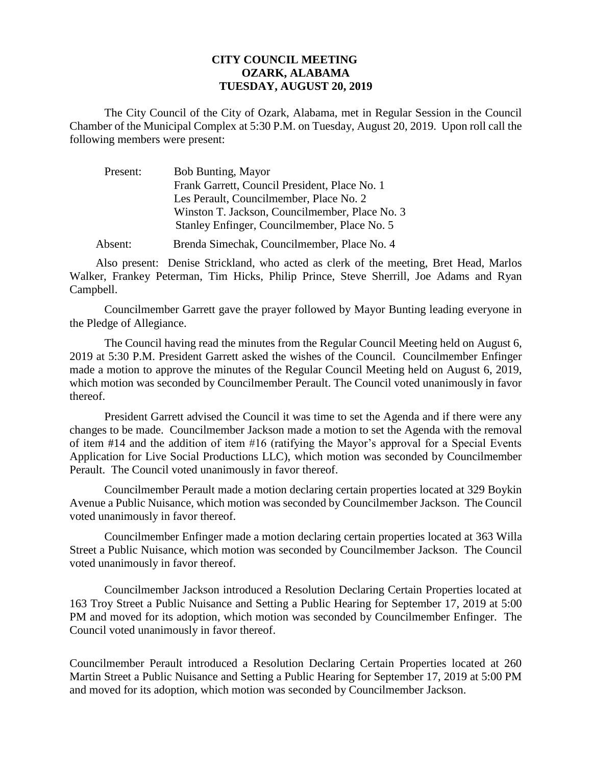# CITY COUNCIL MEETING
## OZARK, ALABAMA
## TUESDAY, AUGUST 20, 2019

The City Council of the City of Ozark, Alabama, met in Regular Session in the Council Chamber of the Municipal Complex at 5:30 P.M. on Tuesday, August 20, 2019. Upon roll call the following members were present:

| | |
|---|---|
| Present: | Bob Bunting, Mayor |
| | Frank Garrett, Council President, Place No. 1 |
| | Les Perault, Councilmember, Place No. 2 |
| | Winston T. Jackson, Councilmember, Place No. 3 |
| | Stanley Enfinger, Councilmember, Place No. 5 |
| Absent: | Brenda Simechak, Councilmember, Place No. 4 |

Also present: Denise Strickland, who acted as clerk of the meeting, Bret Head, Marlos Walker, Frankey Peterman, Tim Hicks, Philip Prince, Steve Sherrill, Joe Adams and Ryan Campbell.

Councilmember Garrett gave the prayer followed by Mayor Bunting leading everyone in the Pledge of Allegiance.

The Council having read the minutes from the Regular Council Meeting held on August 6, 2019 at 5:30 P.M. President Garrett asked the wishes of the Council. Councilmember Enfinger made a motion to approve the minutes of the Regular Council Meeting held on August 6, 2019, which motion was seconded by Councilmember Perault. The Council voted unanimously in favor thereof.

President Garrett advised the Council it was time to set the Agenda and if there were any changes to be made. Councilmember Jackson made a motion to set the Agenda with the removal of item #14 and the addition of item #16 (ratifying the Mayor's approval for a Special Events Application for Live Social Productions LLC), which motion was seconded by Councilmember Perault. The Council voted unanimously in favor thereof.

Councilmember Perault made a motion declaring certain properties located at 329 Boykin Avenue a Public Nuisance, which motion was seconded by Councilmember Jackson. The Council voted unanimously in favor thereof.

Councilmember Enfinger made a motion declaring certain properties located at 363 Willa Street a Public Nuisance, which motion was seconded by Councilmember Jackson. The Council voted unanimously in favor thereof.

Councilmember Jackson introduced a Resolution Declaring Certain Properties located at 163 Troy Street a Public Nuisance and Setting a Public Hearing for September 17, 2019 at 5:00 PM and moved for its adoption, which motion was seconded by Councilmember Enfinger. The Council voted unanimously in favor thereof.

Councilmember Perault introduced a Resolution Declaring Certain Properties located at 260 Martin Street a Public Nuisance and Setting a Public Hearing for September 17, 2019 at 5:00 PM and moved for its adoption, which motion was seconded by Councilmember Jackson.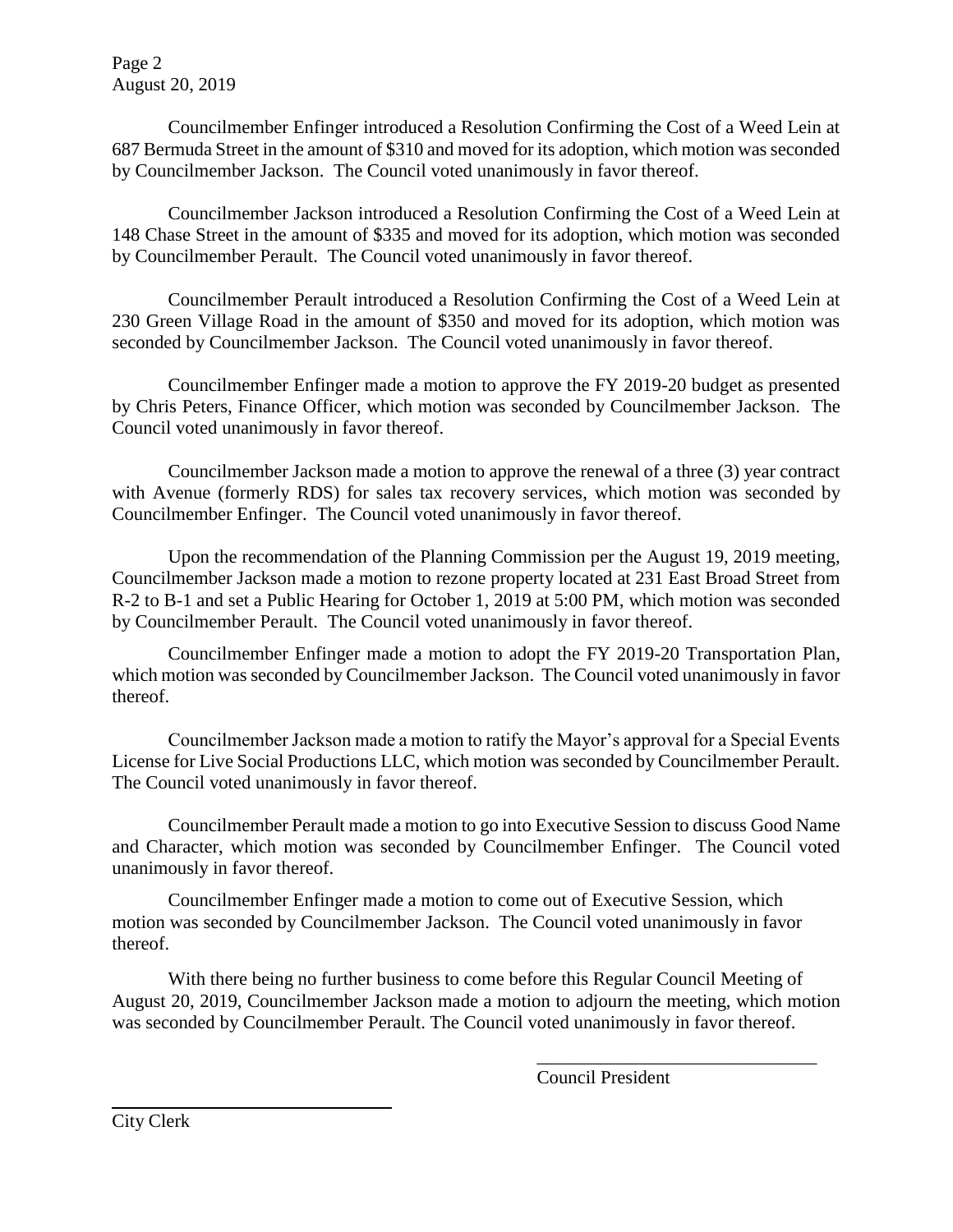Councilmember Enfinger introduced a Resolution Confirming the Cost of a Weed Lein at 687 Bermuda Street in the amount of $310 and moved for its adoption, which motion was seconded by Councilmember Jackson. The Council voted unanimously in favor thereof.

Councilmember Jackson introduced a Resolution Confirming the Cost of a Weed Lein at 148 Chase Street in the amount of $335 and moved for its adoption, which motion was seconded by Councilmember Perault. The Council voted unanimously in favor thereof.

Councilmember Perault introduced a Resolution Confirming the Cost of a Weed Lein at 230 Green Village Road in the amount of $350 and moved for its adoption, which motion was seconded by Councilmember Jackson. The Council voted unanimously in favor thereof.

Councilmember Enfinger made a motion to approve the FY 2019-20 budget as presented by Chris Peters, Finance Officer, which motion was seconded by Councilmember Jackson. The Council voted unanimously in favor thereof.

Councilmember Jackson made a motion to approve the renewal of a three (3) year contract with Avenue (formerly RDS) for sales tax recovery services, which motion was seconded by Councilmember Enfinger. The Council voted unanimously in favor thereof.

Upon the recommendation of the Planning Commission per the August 19, 2019 meeting, Councilmember Jackson made a motion to rezone property located at 231 East Broad Street from R-2 to B-1 and set a Public Hearing for October 1, 2019 at 5:00 PM, which motion was seconded by Councilmember Perault. The Council voted unanimously in favor thereof.

Councilmember Enfinger made a motion to adopt the FY 2019-20 Transportation Plan, which motion was seconded by Councilmember Jackson. The Council voted unanimously in favor thereof.

Councilmember Jackson made a motion to ratify the Mayor's approval for a Special Events License for Live Social Productions LLC, which motion was seconded by Councilmember Perault. The Council voted unanimously in favor thereof.

Councilmember Perault made a motion to go into Executive Session to discuss Good Name and Character, which motion was seconded by Councilmember Enfinger. The Council voted unanimously in favor thereof.

Councilmember Enfinger made a motion to come out of Executive Session, which motion was seconded by Councilmember Jackson. The Council voted unanimously in favor thereof.

With there being no further business to come before this Regular Council Meeting of August 20, 2019, Councilmember Jackson made a motion to adjourn the meeting, which motion was seconded by Councilmember Perault. The Council voted unanimously in favor thereof.

\_\_\_\_\_\_\_\_\_\_\_\_\_\_\_\_\_\_\_\_\_\_\_\_\_\_\_\_\_\_\_

Council President

\_\_\_\_\_\_\_\_\_\_\_\_\_\_\_\_\_\_\_\_\_\_\_\_\_\_\_\_\_\_\_

City Clerk